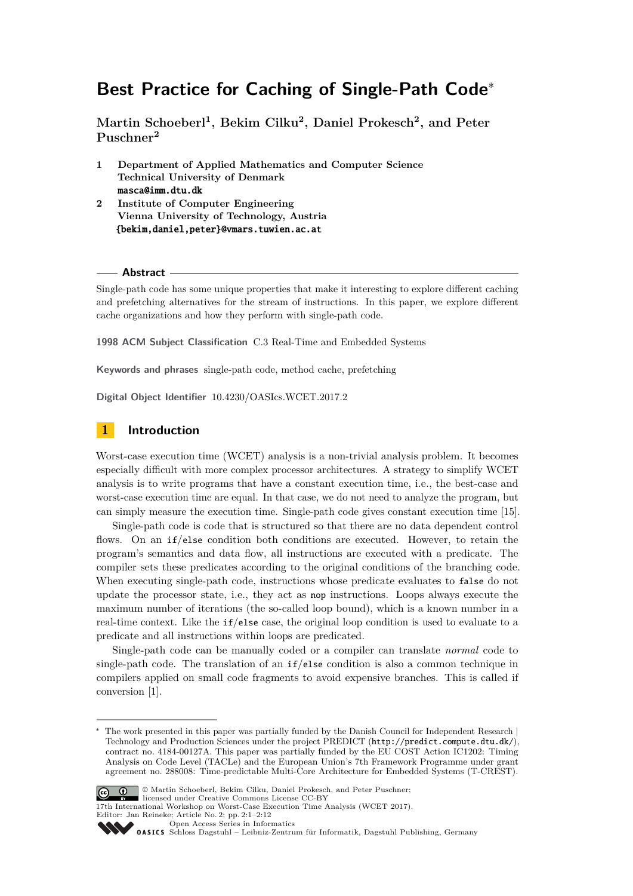# Best Practice for Caching of Single-Path Code*

**Martin Schoeberl[1], Bekim Cilku[2], Daniel Prokesch[2], and Peter Puschner[2]**

1 **Department of Applied Mathematics and Computer Science**
**Technical University of Denmark**
**masca@imm.dtu.dk**

2 **Institute of Computer Engineering**
**Vienna University of Technology, Austria**
**{bekim,daniel,peter}@vmars.tuwien.ac.at**

## Abstract

Single-path code has some unique properties that make it interesting to explore different caching and prefetching alternatives for the stream of instructions. In this paper, we explore different cache organizations and how they perform with single-path code.

**1998 ACM Subject Classification** C.3 Real-Time and Embedded Systems

**Keywords and phrases** single-path code, method cache, prefetching

**Digital Object Identifier** 10.4230/OASIcs.WCET.2017.2

## 1 Introduction

Worst-case execution time (WCET) analysis is a non-trivial analysis problem. It becomes especially difficult with more complex processor architectures. A strategy to simplify WCET analysis is to write programs that have a constant execution time, i.e., the best-case and worst-case execution time are equal. In that case, we do not need to analyze the program, but can simply measure the execution time. Single-path code gives constant execution time [15].

Single-path code is code that is structured so that there are no data dependent control flows. On an `if`/`else` condition both conditions are executed. However, to retain the program's semantics and data flow, all instructions are executed with a predicate. The compiler sets these predicates according to the original conditions of the branching code. When executing single-path code, instructions whose predicate evaluates to `false` do not update the processor state, i.e., they act as `nop` instructions. Loops always execute the maximum number of iterations (the so-called loop bound), which is a known number in a real-time context. Like the `if`/`else` case, the original loop condition is used to evaluate to a predicate and all instructions within loops are predicated.

Single-path code can be manually coded or a compiler can translate *normal* code to single-path code. The translation of an `if`/`else` condition is also a common technique in compilers applied on small code fragments to avoid expensive branches. This is called if conversion [1].

---

* The work presented in this paper was partially funded by the Danish Council for Independent Research | Technology and Production Sciences under the project PREDICT (`http://predict.compute.dtu.dk/`), contract no. 4184-00127A. This paper was partially funded by the EU COST Action IC1202: Timing Analysis on Code Level (TACLe) and the European Union's 7th Framework Programme under grant agreement no. 288008: Time-predictable Multi-Core Architecture for Embedded Systems (T-CREST).

© Martin Schoeberl, Bekim Cilku, Daniel Prokesch, and Peter Puschner; licensed under Creative Commons License CC-BY
17th International Workshop on Worst-Case Execution Time Analysis (WCET 2017).
Editor: Jan Reineke; Article No. 2; pp. 2:1–2:12
Open Access Series in Informatics
Schloss Dagstuhl – Leibniz-Zentrum für Informatik, Dagstuhl Publishing, Germany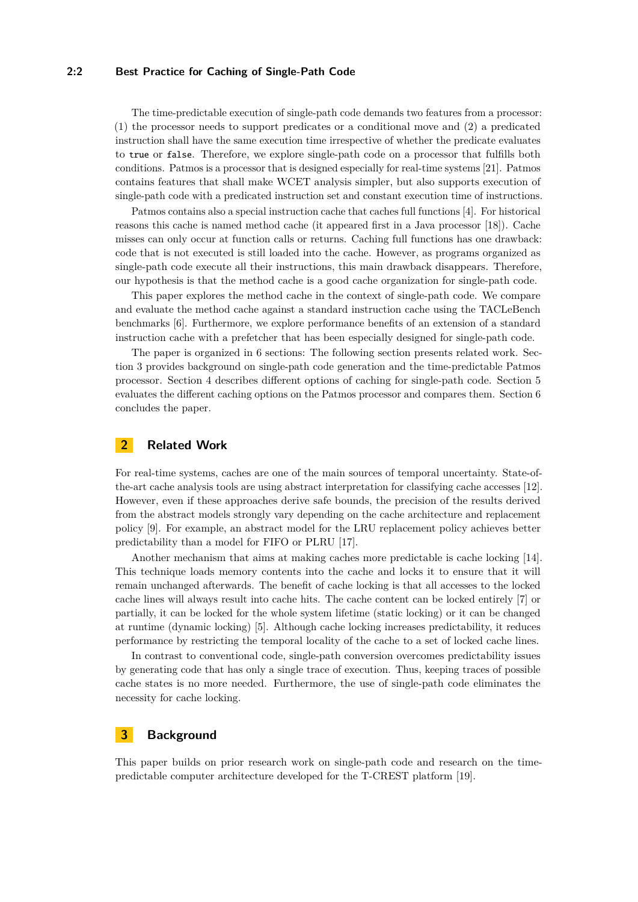The time-predictable execution of single-path code demands two features from a processor: (1) the processor needs to support predicates or a conditional move and (2) a predicated instruction shall have the same execution time irrespective of whether the predicate evaluates to `true` or `false`. Therefore, we explore single-path code on a processor that fulfills both conditions. Patmos is a processor that is designed especially for real-time systems [21]. Patmos contains features that shall make WCET analysis simpler, but also supports execution of single-path code with a predicated instruction set and constant execution time of instructions.

Patmos contains also a special instruction cache that caches full functions [4]. For historical reasons this cache is named method cache (it appeared first in a Java processor [18]). Cache misses can only occur at function calls or returns. Caching full functions has one drawback: code that is not executed is still loaded into the cache. However, as programs organized as single-path code execute all their instructions, this main drawback disappears. Therefore, our hypothesis is that the method cache is a good cache organization for single-path code.

This paper explores the method cache in the context of single-path code. We compare and evaluate the method cache against a standard instruction cache using the TACLeBench benchmarks [6]. Furthermore, we explore performance benefits of an extension of a standard instruction cache with a prefetcher that has been especially designed for single-path code.

The paper is organized in 6 sections: The following section presents related work. Section 3 provides background on single-path code generation and the time-predictable Patmos processor. Section 4 describes different options of caching for single-path code. Section 5 evaluates the different caching options on the Patmos processor and compares them. Section 6 concludes the paper.

## 2 Related Work

For real-time systems, caches are one of the main sources of temporal uncertainty. State-of-the-art cache analysis tools are using abstract interpretation for classifying cache accesses [12]. However, even if these approaches derive safe bounds, the precision of the results derived from the abstract models strongly vary depending on the cache architecture and replacement policy [9]. For example, an abstract model for the LRU replacement policy achieves better predictability than a model for FIFO or PLRU [17].

Another mechanism that aims at making caches more predictable is cache locking [14]. This technique loads memory contents into the cache and locks it to ensure that it will remain unchanged afterwards. The benefit of cache locking is that all accesses to the locked cache lines will always result into cache hits. The cache content can be locked entirely [7] or partially, it can be locked for the whole system lifetime (static locking) or it can be changed at runtime (dynamic locking) [5]. Although cache locking increases predictability, it reduces performance by restricting the temporal locality of the cache to a set of locked cache lines.

In contrast to conventional code, single-path conversion overcomes predictability issues by generating code that has only a single trace of execution. Thus, keeping traces of possible cache states is no more needed. Furthermore, the use of single-path code eliminates the necessity for cache locking.

## 3 Background

This paper builds on prior research work on single-path code and research on the time-predictable computer architecture developed for the T-CREST platform [19].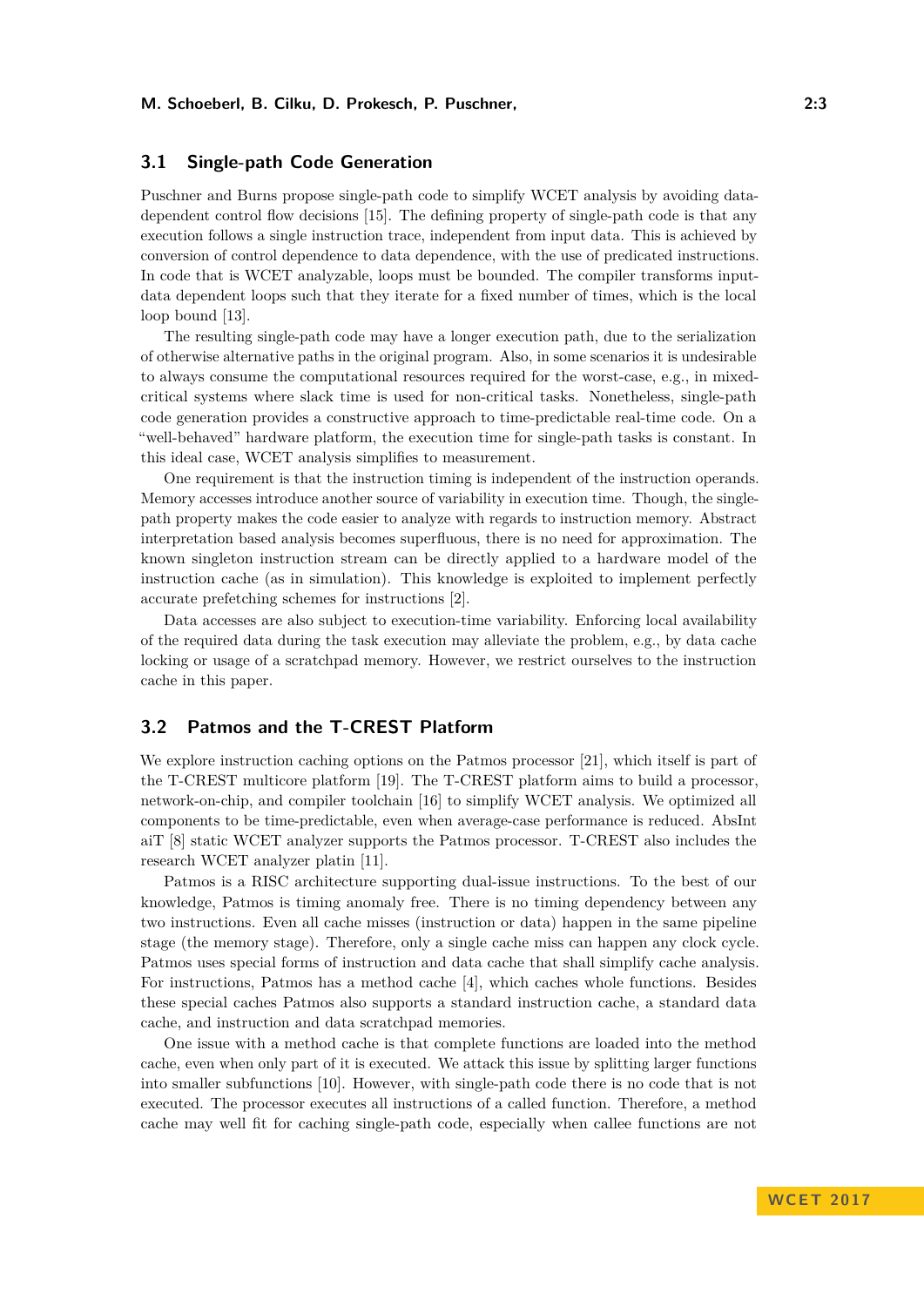### 3.1 Single-path Code Generation

Puschner and Burns propose single-path code to simplify WCET analysis by avoiding data-dependent control flow decisions [15]. The defining property of single-path code is that any execution follows a single instruction trace, independent from input data. This is achieved by conversion of control dependence to data dependence, with the use of predicated instructions. In code that is WCET analyzable, loops must be bounded. The compiler transforms input-data dependent loops such that they iterate for a fixed number of times, which is the local loop bound [13].

The resulting single-path code may have a longer execution path, due to the serialization of otherwise alternative paths in the original program. Also, in some scenarios it is undesirable to always consume the computational resources required for the worst-case, e.g., in mixed-critical systems where slack time is used for non-critical tasks. Nonetheless, single-path code generation provides a constructive approach to time-predictable real-time code. On a "well-behaved" hardware platform, the execution time for single-path tasks is constant. In this ideal case, WCET analysis simplifies to measurement.

One requirement is that the instruction timing is independent of the instruction operands. Memory accesses introduce another source of variability in execution time. Though, the single-path property makes the code easier to analyze with regards to instruction memory. Abstract interpretation based analysis becomes superfluous, there is no need for approximation. The known singleton instruction stream can be directly applied to a hardware model of the instruction cache (as in simulation). This knowledge is exploited to implement perfectly accurate prefetching schemes for instructions [2].

Data accesses are also subject to execution-time variability. Enforcing local availability of the required data during the task execution may alleviate the problem, e.g., by data cache locking or usage of a scratchpad memory. However, we restrict ourselves to the instruction cache in this paper.

### 3.2 Patmos and the T-CREST Platform

We explore instruction caching options on the Patmos processor [21], which itself is part of the T-CREST multicore platform [19]. The T-CREST platform aims to build a processor, network-on-chip, and compiler toolchain [16] to simplify WCET analysis. We optimized all components to be time-predictable, even when average-case performance is reduced. AbsInt aiT [8] static WCET analyzer supports the Patmos processor. T-CREST also includes the research WCET analyzer platin [11].

Patmos is a RISC architecture supporting dual-issue instructions. To the best of our knowledge, Patmos is timing anomaly free. There is no timing dependency between any two instructions. Even all cache misses (instruction or data) happen in the same pipeline stage (the memory stage). Therefore, only a single cache miss can happen any clock cycle. Patmos uses special forms of instruction and data cache that shall simplify cache analysis. For instructions, Patmos has a method cache [4], which caches whole functions. Besides these special caches Patmos also supports a standard instruction cache, a standard data cache, and instruction and data scratchpad memories.

One issue with a method cache is that complete functions are loaded into the method cache, even when only part of it is executed. We attack this issue by splitting larger functions into smaller subfunctions [10]. However, with single-path code there is no code that is not executed. The processor executes all instructions of a called function. Therefore, a method cache may well fit for caching single-path code, especially when callee functions are not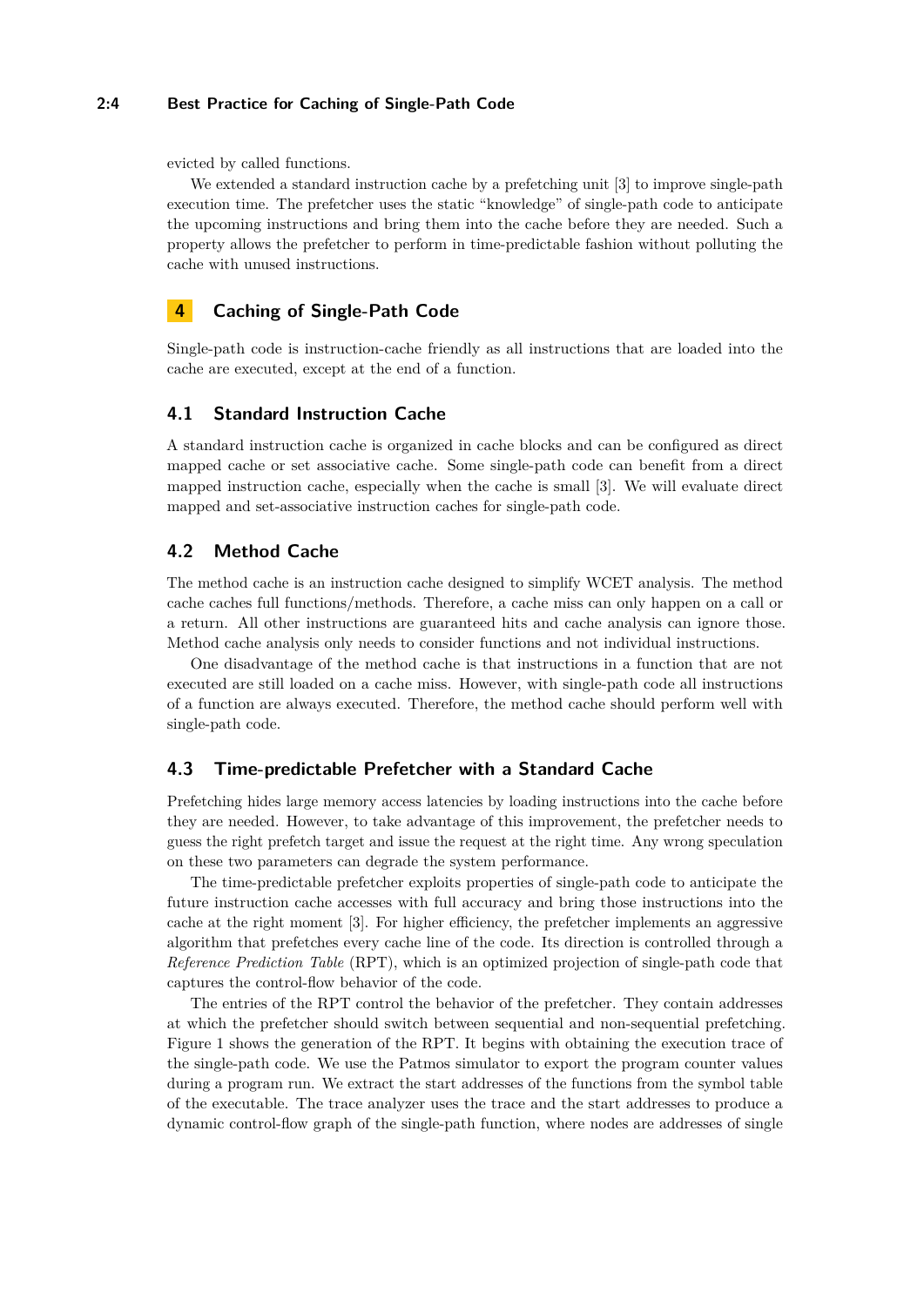evicted by called functions.

We extended a standard instruction cache by a prefetching unit [3] to improve single-path execution time. The prefetcher uses the static "knowledge" of single-path code to anticipate the upcoming instructions and bring them into the cache before they are needed. Such a property allows the prefetcher to perform in time-predictable fashion without polluting the cache with unused instructions.

# 4 Caching of Single-Path Code

Single-path code is instruction-cache friendly as all instructions that are loaded into the cache are executed, except at the end of a function.

## 4.1 Standard Instruction Cache

A standard instruction cache is organized in cache blocks and can be configured as direct mapped cache or set associative cache. Some single-path code can benefit from a direct mapped instruction cache, especially when the cache is small [3]. We will evaluate direct mapped and set-associative instruction caches for single-path code.

## 4.2 Method Cache

The method cache is an instruction cache designed to simplify WCET analysis. The method cache caches full functions/methods. Therefore, a cache miss can only happen on a call or a return. All other instructions are guaranteed hits and cache analysis can ignore those. Method cache analysis only needs to consider functions and not individual instructions.

One disadvantage of the method cache is that instructions in a function that are not executed are still loaded on a cache miss. However, with single-path code all instructions of a function are always executed. Therefore, the method cache should perform well with single-path code.

## 4.3 Time-predictable Prefetcher with a Standard Cache

Prefetching hides large memory access latencies by loading instructions into the cache before they are needed. However, to take advantage of this improvement, the prefetcher needs to guess the right prefetch target and issue the request at the right time. Any wrong speculation on these two parameters can degrade the system performance.

The time-predictable prefetcher exploits properties of single-path code to anticipate the future instruction cache accesses with full accuracy and bring those instructions into the cache at the right moment [3]. For higher efficiency, the prefetcher implements an aggressive algorithm that prefetches every cache line of the code. Its direction is controlled through a *Reference Prediction Table* (RPT), which is an optimized projection of single-path code that captures the control-flow behavior of the code.

The entries of the RPT control the behavior of the prefetcher. They contain addresses at which the prefetcher should switch between sequential and non-sequential prefetching. Figure 1 shows the generation of the RPT. It begins with obtaining the execution trace of the single-path code. We use the Patmos simulator to export the program counter values during a program run. We extract the start addresses of the functions from the symbol table of the executable. The trace analyzer uses the trace and the start addresses to produce a dynamic control-flow graph of the single-path function, where nodes are addresses of single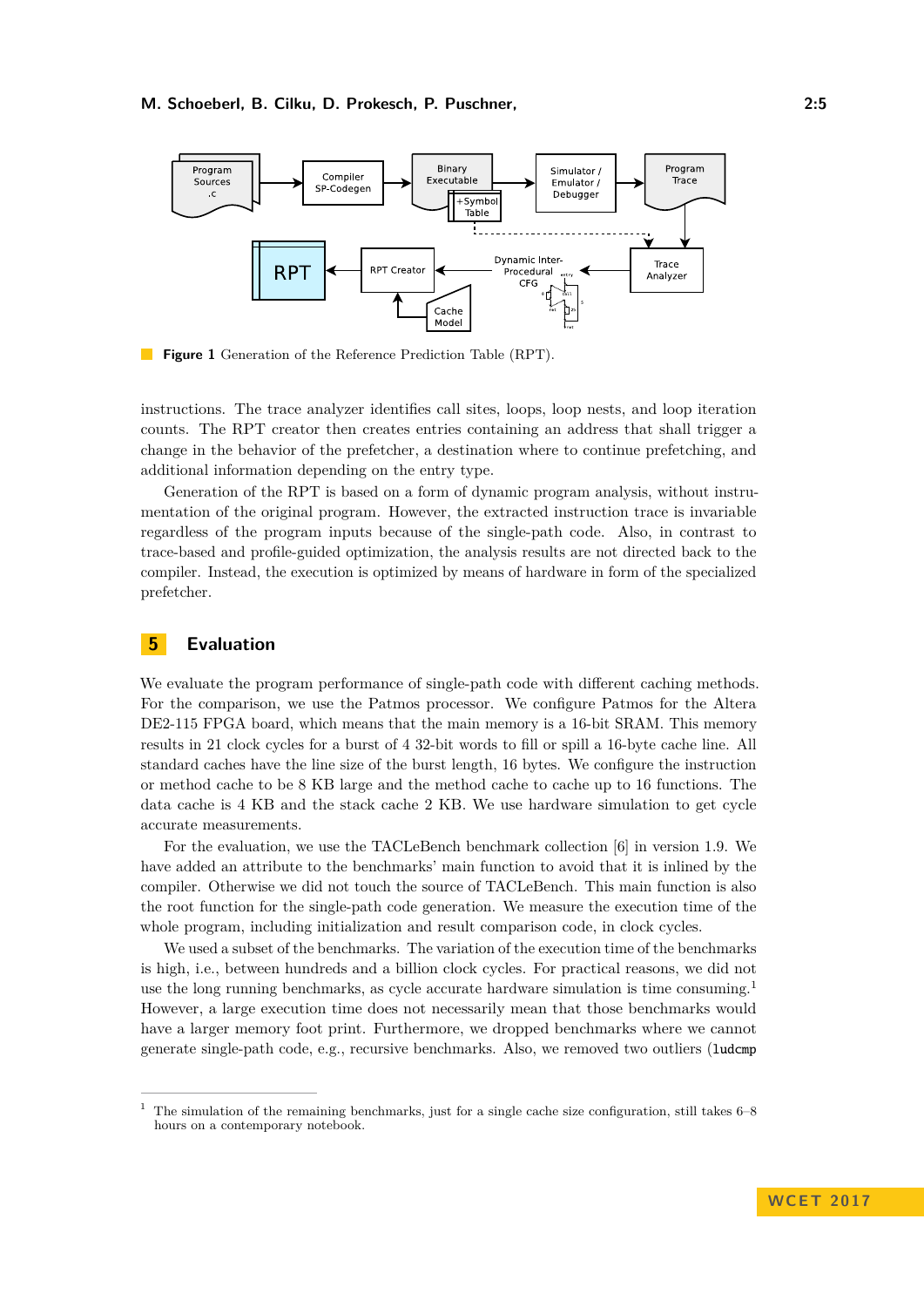**Figure 1** Generation of the Reference Prediction Table (RPT).

instructions. The trace analyzer identifies call sites, loops, loop nests, and loop iteration counts. The RPT creator then creates entries containing an address that shall trigger a change in the behavior of the prefetcher, a destination where to continue prefetching, and additional information depending on the entry type.

Generation of the RPT is based on a form of dynamic program analysis, without instrumentation of the original program. However, the extracted instruction trace is invariable regardless of the program inputs because of the single-path code. Also, in contrast to trace-based and profile-guided optimization, the analysis results are not directed back to the compiler. Instead, the execution is optimized by means of hardware in form of the specialized prefetcher.

## 5 Evaluation

We evaluate the program performance of single-path code with different caching methods. For the comparison, we use the Patmos processor. We configure Patmos for the Altera DE2-115 FPGA board, which means that the main memory is a 16-bit SRAM. This memory results in 21 clock cycles for a burst of 4 32-bit words to fill or spill a 16-byte cache line. All standard caches have the line size of the burst length, 16 bytes. We configure the instruction or method cache to be 8 KB large and the method cache to cache up to 16 functions. The data cache is 4 KB and the stack cache 2 KB. We use hardware simulation to get cycle accurate measurements.

For the evaluation, we use the TACLeBench benchmark collection [6] in version 1.9. We have added an attribute to the benchmarks' main function to avoid that it is inlined by the compiler. Otherwise we did not touch the source of TACLeBench. This main function is also the root function for the single-path code generation. We measure the execution time of the whole program, including initialization and result comparison code, in clock cycles.

We used a subset of the benchmarks. The variation of the execution time of the benchmarks is high, i.e., between hundreds and a billion clock cycles. For practical reasons, we did not use the long running benchmarks, as cycle accurate hardware simulation is time consuming.[1] However, a large execution time does not necessarily mean that those benchmarks would have a larger memory foot print. Furthermore, we dropped benchmarks where we cannot generate single-path code, e.g., recursive benchmarks. Also, we removed two outliers (`ludcmp`

---

[1] The simulation of the remaining benchmarks, just for a single cache size configuration, still takes 6–8 hours on a contemporary notebook.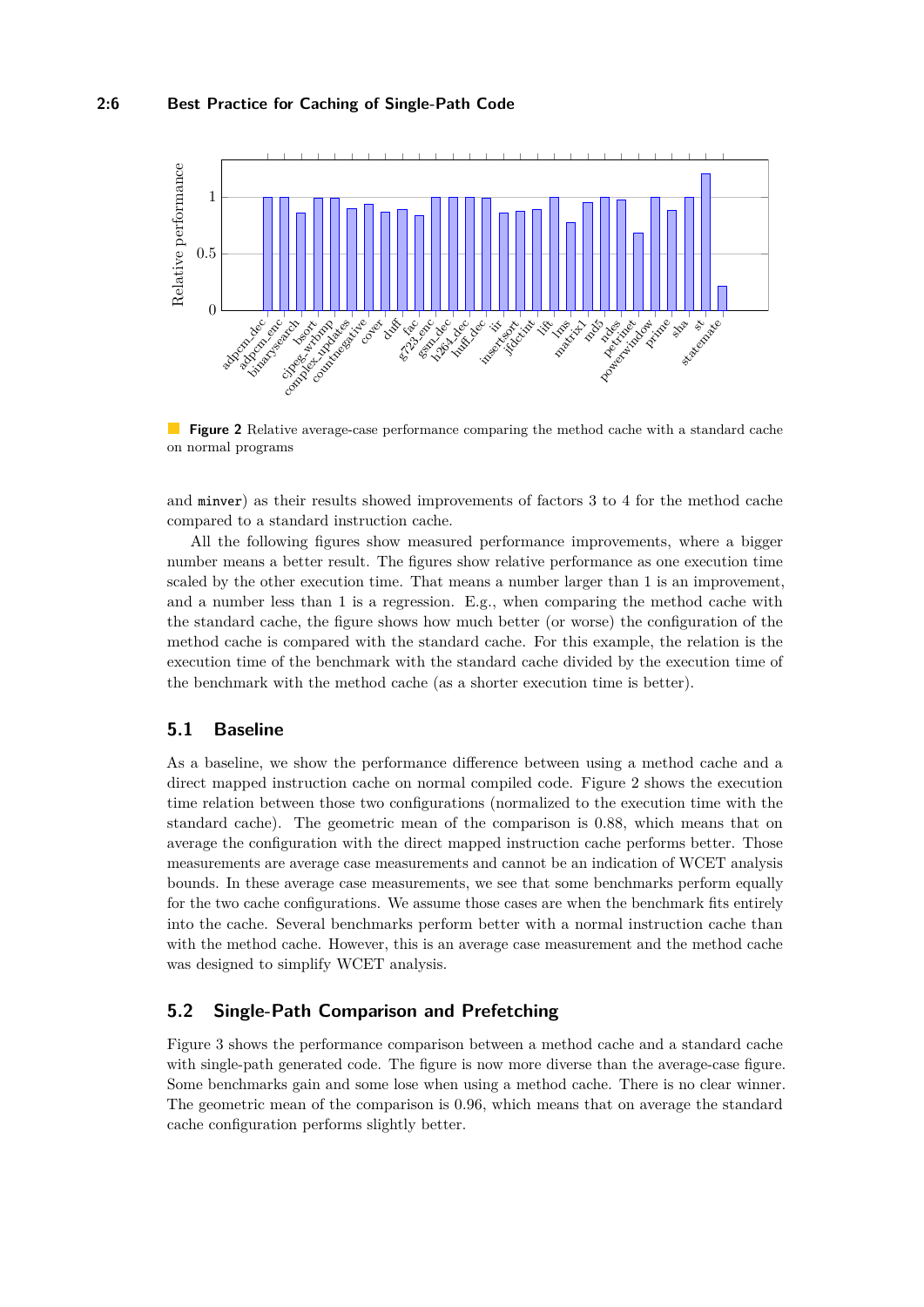**Figure 2** Relative average-case performance comparing the method cache with a standard cache on normal programs

and minver) as their results showed improvements of factors 3 to 4 for the method cache compared to a standard instruction cache.

All the following figures show measured performance improvements, where a bigger number means a better result. The figures show relative performance as one execution time scaled by the other execution time. That means a number larger than 1 is an improvement, and a number less than 1 is a regression. E.g., when comparing the method cache with the standard cache, the figure shows how much better (or worse) the configuration of the method cache is compared with the standard cache. For this example, the relation is the execution time of the benchmark with the standard cache divided by the execution time of the benchmark with the method cache (as a shorter execution time is better).

## 5.1 Baseline

As a baseline, we show the performance difference between using a method cache and a direct mapped instruction cache on normal compiled code. Figure 2 shows the execution time relation between those two configurations (normalized to the execution time with the standard cache). The geometric mean of the comparison is 0.88, which means that on average the configuration with the direct mapped instruction cache performs better. Those measurements are average case measurements and cannot be an indication of WCET analysis bounds. In these average case measurements, we see that some benchmarks perform equally for the two cache configurations. We assume those cases are when the benchmark fits entirely into the cache. Several benchmarks perform better with a normal instruction cache than with the method cache. However, this is an average case measurement and the method cache was designed to simplify WCET analysis.

## 5.2 Single-Path Comparison and Prefetching

Figure 3 shows the performance comparison between a method cache and a standard cache with single-path generated code. The figure is now more diverse than the average-case figure. Some benchmarks gain and some lose when using a method cache. There is no clear winner. The geometric mean of the comparison is 0.96, which means that on average the standard cache configuration performs slightly better.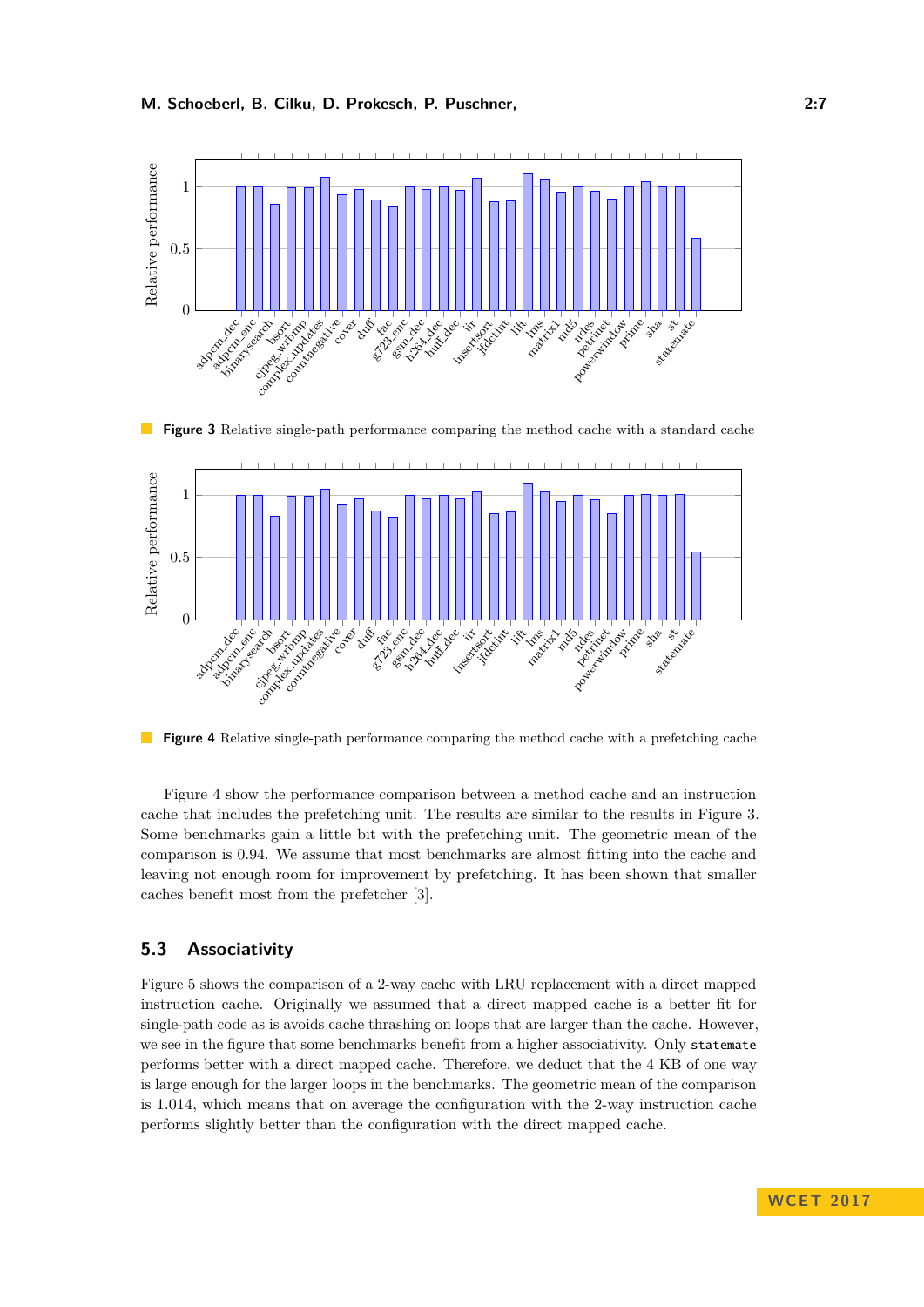**Figure 3** Relative single-path performance comparing the method cache with a standard cache

**Figure 4** Relative single-path performance comparing the method cache with a prefetching cache

Figure 4 show the performance comparison between a method cache and an instruction cache that includes the prefetching unit. The results are similar to the results in Figure 3. Some benchmarks gain a little bit with the prefetching unit. The geometric mean of the comparison is 0.94. We assume that most benchmarks are almost fitting into the cache and leaving not enough room for improvement by prefetching. It has been shown that smaller caches benefit most from the prefetcher [3].

## 5.3 Associativity

Figure 5 shows the comparison of a 2-way cache with LRU replacement with a direct mapped instruction cache. Originally we assumed that a direct mapped cache is a better fit for single-path code as is avoids cache thrashing on loops that are larger than the cache. However, we see in the figure that some benchmarks benefit from a higher associativity. Only `statemate` performs better with a direct mapped cache. Therefore, we deduct that the 4 KB of one way is large enough for the larger loops in the benchmarks. The geometric mean of the comparison is 1.014, which means that on average the configuration with the 2-way instruction cache performs slightly better than the configuration with the direct mapped cache.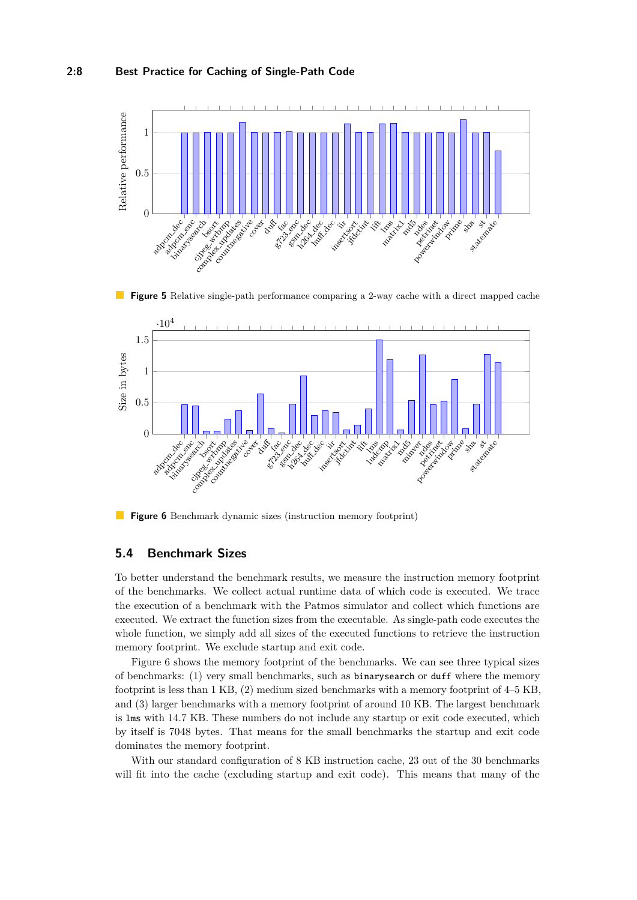**Figure 5** Relative single-path performance comparing a 2-way cache with a direct mapped cache

**Figure 6** Benchmark dynamic sizes (instruction memory footprint)

## 5.4 Benchmark Sizes

To better understand the benchmark results, we measure the instruction memory footprint of the benchmarks. We collect actual runtime data of which code is executed. We trace the execution of a benchmark with the Patmos simulator and collect which functions are executed. We extract the function sizes from the executable. As single-path code executes the whole function, we simply add all sizes of the executed functions to retrieve the instruction memory footprint. We exclude startup and exit code.

Figure 6 shows the memory footprint of the benchmarks. We can see three typical sizes of benchmarks: (1) very small benchmarks, such as `binarysearch` or `duff` where the memory footprint is less than 1 KB, (2) medium sized benchmarks with a memory footprint of 4–5 KB, and (3) larger benchmarks with a memory footprint of around 10 KB. The largest benchmark is `lms` with 14.7 KB. These numbers do not include any startup or exit code executed, which by itself is 7048 bytes. That means for the small benchmarks the startup and exit code dominates the memory footprint.

With our standard configuration of 8 KB instruction cache, 23 out of the 30 benchmarks will fit into the cache (excluding startup and exit code). This means that many of the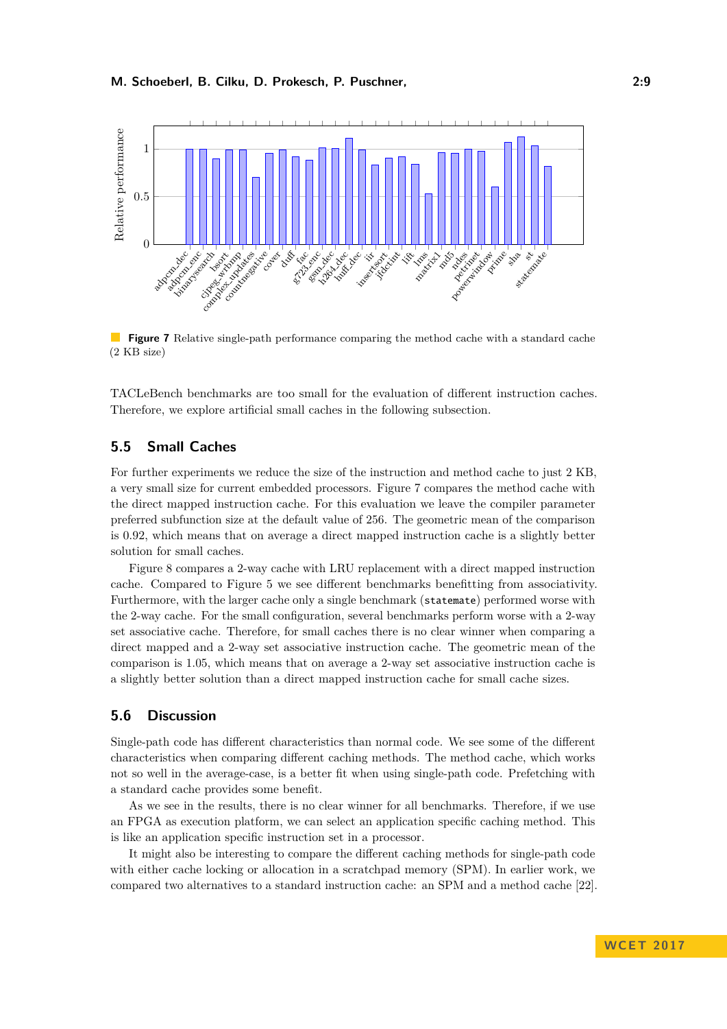**Figure 7** Relative single-path performance comparing the method cache with a standard cache (2 KB size)

TACLeBench benchmarks are too small for the evaluation of different instruction caches. Therefore, we explore artificial small caches in the following subsection.

## 5.5 Small Caches

For further experiments we reduce the size of the instruction and method cache to just 2 KB, a very small size for current embedded processors. Figure 7 compares the method cache with the direct mapped instruction cache. For this evaluation we leave the compiler parameter preferred subfunction size at the default value of 256. The geometric mean of the comparison is 0.92, which means that on average a direct mapped instruction cache is a slightly better solution for small caches.

Figure 8 compares a 2-way cache with LRU replacement with a direct mapped instruction cache. Compared to Figure 5 we see different benchmarks benefitting from associativity. Furthermore, with the larger cache only a single benchmark (`statemate`) performed worse with the 2-way cache. For the small configuration, several benchmarks perform worse with a 2-way set associative cache. Therefore, for small caches there is no clear winner when comparing a direct mapped and a 2-way set associative instruction cache. The geometric mean of the comparison is 1.05, which means that on average a 2-way set associative instruction cache is a slightly better solution than a direct mapped instruction cache for small cache sizes.

## 5.6 Discussion

Single-path code has different characteristics than normal code. We see some of the different characteristics when comparing different caching methods. The method cache, which works not so well in the average-case, is a better fit when using single-path code. Prefetching with a standard cache provides some benefit.

As we see in the results, there is no clear winner for all benchmarks. Therefore, if we use an FPGA as execution platform, we can select an application specific caching method. This is like an application specific instruction set in a processor.

It might also be interesting to compare the different caching methods for single-path code with either cache locking or allocation in a scratchpad memory (SPM). In earlier work, we compared two alternatives to a standard instruction cache: an SPM and a method cache [22].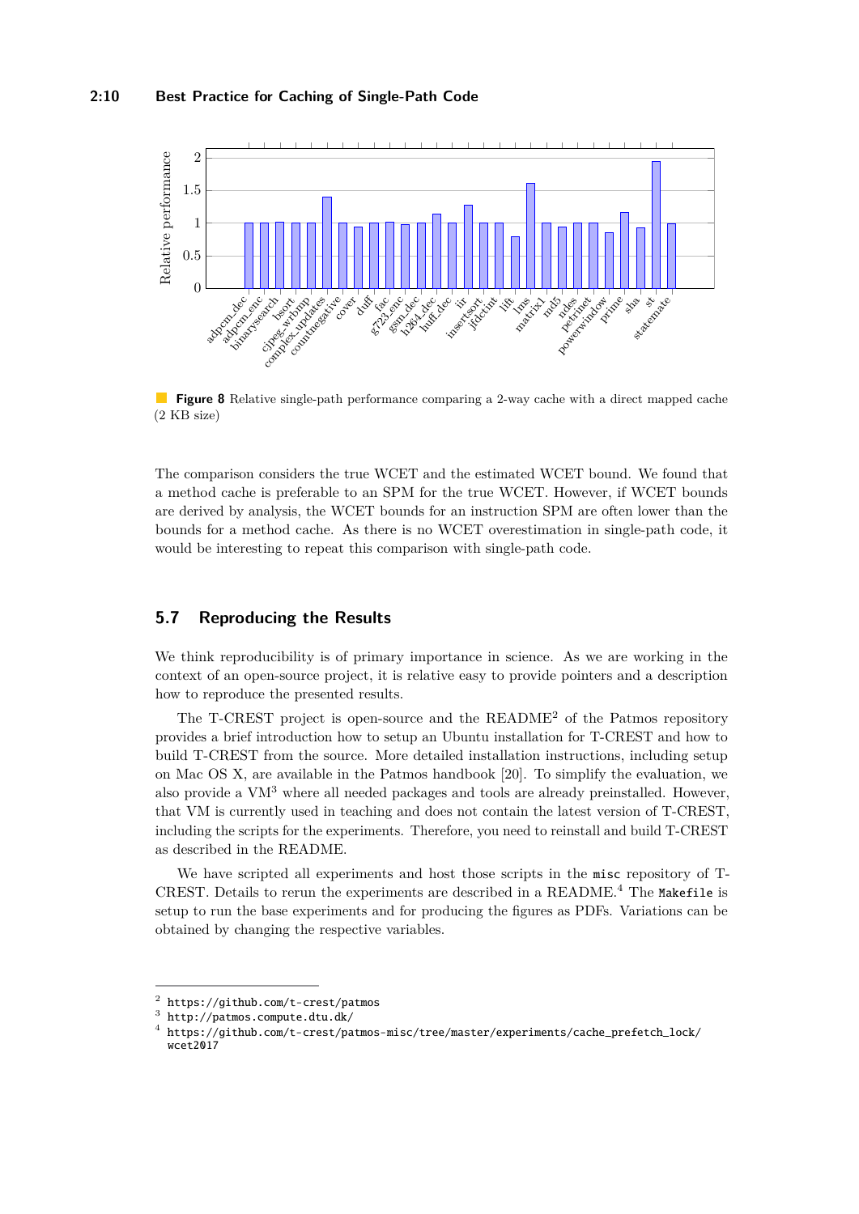**Figure 8** Relative single-path performance comparing a 2-way cache with a direct mapped cache (2 KB size)

The comparison considers the true WCET and the estimated WCET bound. We found that a method cache is preferable to an SPM for the true WCET. However, if WCET bounds are derived by analysis, the WCET bounds for an instruction SPM are often lower than the bounds for a method cache. As there is no WCET overestimation in single-path code, it would be interesting to repeat this comparison with single-path code.

## 5.7 Reproducing the Results

We think reproducibility is of primary importance in science. As we are working in the context of an open-source project, it is relative easy to provide pointers and a description how to reproduce the presented results.

The T-CREST project is open-source and the README[2] of the Patmos repository provides a brief introduction how to setup an Ubuntu installation for T-CREST and how to build T-CREST from the source. More detailed installation instructions, including setup on Mac OS X, are available in the Patmos handbook [20]. To simplify the evaluation, we also provide a VM[3] where all needed packages and tools are already preinstalled. However, that VM is currently used in teaching and does not contain the latest version of T-CREST, including the scripts for the experiments. Therefore, you need to reinstall and build T-CREST as described in the README.

We have scripted all experiments and host those scripts in the `misc` repository of T-CREST. Details to rerun the experiments are described in a README.[4] The `Makefile` is setup to run the base experiments and for producing the figures as PDFs. Variations can be obtained by changing the respective variables.

---

[2] https://github.com/t-crest/patmos

[3] http://patmos.compute.dtu.dk/

[4] https://github.com/t-crest/patmos-misc/tree/master/experiments/cache_prefetch_lock/wcet2017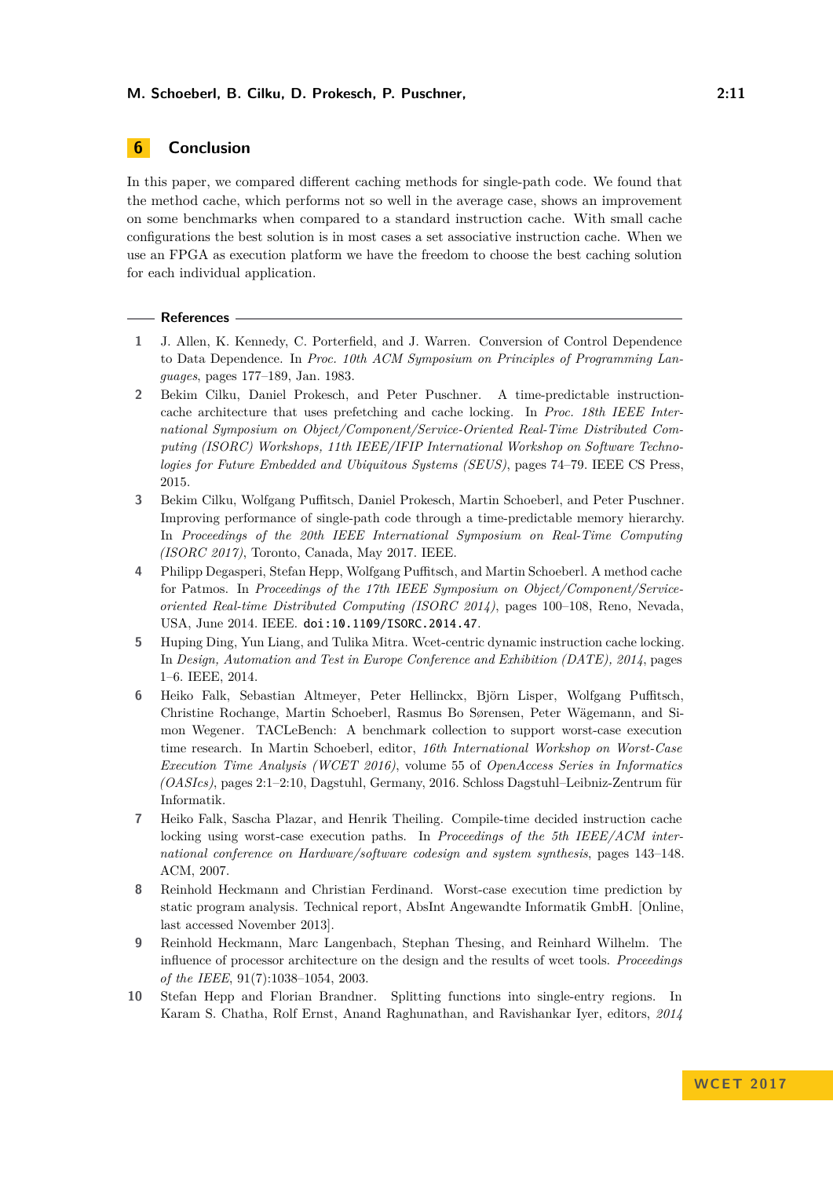## 6 Conclusion

In this paper, we compared different caching methods for single-path code. We found that the method cache, which performs not so well in the average case, shows an improvement on some benchmarks when compared to a standard instruction cache. With small cache configurations the best solution is in most cases a set associative instruction cache. When we use an FPGA as execution platform we have the freedom to choose the best caching solution for each individual application.

## References

1. J. Allen, K. Kennedy, C. Porterfield, and J. Warren. Conversion of Control Dependence to Data Dependence. In *Proc. 10th ACM Symposium on Principles of Programming Languages*, pages 177–189, Jan. 1983.
2. Bekim Cilku, Daniel Prokesch, and Peter Puschner. A time-predictable instruction-cache architecture that uses prefetching and cache locking. In *Proc. 18th IEEE International Symposium on Object/Component/Service-Oriented Real-Time Distributed Computing (ISORC) Workshops, 11th IEEE/IFIP International Workshop on Software Technologies for Future Embedded and Ubiquitous Systems (SEUS)*, pages 74–79. IEEE CS Press, 2015.
3. Bekim Cilku, Wolfgang Puffitsch, Daniel Prokesch, Martin Schoeberl, and Peter Puschner. Improving performance of single-path code through a time-predictable memory hierarchy. In *Proceedings of the 20th IEEE International Symposium on Real-Time Computing (ISORC 2017)*, Toronto, Canada, May 2017. IEEE.
4. Philipp Degasperi, Stefan Hepp, Wolfgang Puffitsch, and Martin Schoeberl. A method cache for Patmos. In *Proceedings of the 17th IEEE Symposium on Object/Component/Service-oriented Real-time Distributed Computing (ISORC 2014)*, pages 100–108, Reno, Nevada, USA, June 2014. IEEE. `doi:10.1109/ISORC.2014.47`.
5. Huping Ding, Yun Liang, and Tulika Mitra. Wcet-centric dynamic instruction cache locking. In *Design, Automation and Test in Europe Conference and Exhibition (DATE), 2014*, pages 1–6. IEEE, 2014.
6. Heiko Falk, Sebastian Altmeyer, Peter Hellinckx, Björn Lisper, Wolfgang Puffitsch, Christine Rochange, Martin Schoeberl, Rasmus Bo Sørensen, Peter Wägemann, and Simon Wegener. TACLeBench: A benchmark collection to support worst-case execution time research. In Martin Schoeberl, editor, *16th International Workshop on Worst-Case Execution Time Analysis (WCET 2016)*, volume 55 of *OpenAccess Series in Informatics (OASIcs)*, pages 2:1–2:10, Dagstuhl, Germany, 2016. Schloss Dagstuhl–Leibniz-Zentrum für Informatik.
7. Heiko Falk, Sascha Plazar, and Henrik Theiling. Compile-time decided instruction cache locking using worst-case execution paths. In *Proceedings of the 5th IEEE/ACM international conference on Hardware/software codesign and system synthesis*, pages 143–148. ACM, 2007.
8. Reinhold Heckmann and Christian Ferdinand. Worst-case execution time prediction by static program analysis. Technical report, AbsInt Angewandte Informatik GmbH. [Online, last accessed November 2013].
9. Reinhold Heckmann, Marc Langenbach, Stephan Thesing, and Reinhard Wilhelm. The influence of processor architecture on the design and the results of wcet tools. *Proceedings of the IEEE*, 91(7):1038–1054, 2003.
10. Stefan Hepp and Florian Brandner. Splitting functions into single-entry regions. In Karam S. Chatha, Rolf Ernst, Anand Raghunathan, and Ravishankar Iyer, editors, *2014*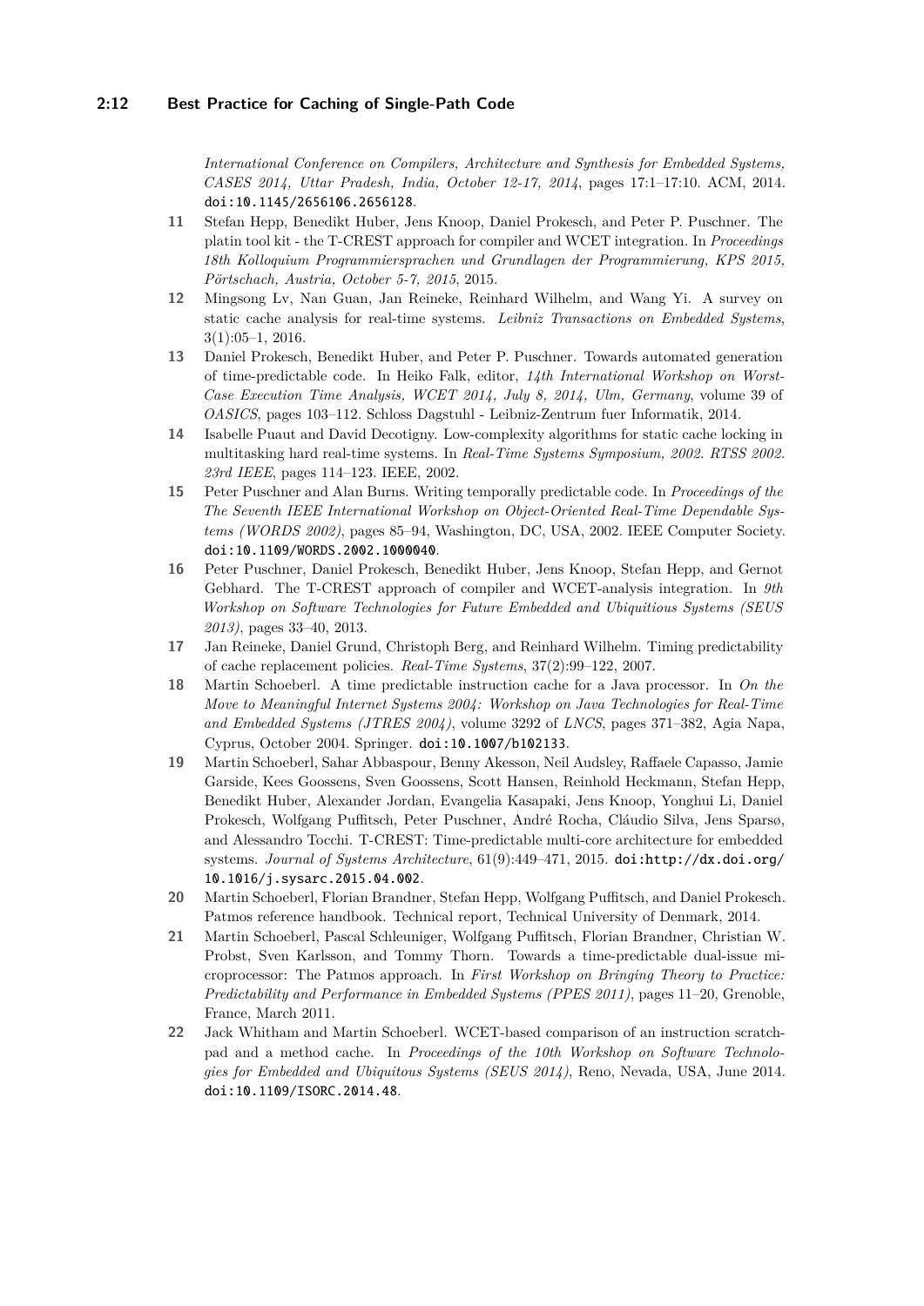*International Conference on Compilers, Architecture and Synthesis for Embedded Systems, CASES 2014, Uttar Pradesh, India, October 12-17, 2014*, pages 17:1–17:10. ACM, 2014. doi:10.1145/2656106.2656128.

**11** Stefan Hepp, Benedikt Huber, Jens Knoop, Daniel Prokesch, and Peter P. Puschner. The platin tool kit - the T-CREST approach for compiler and WCET integration. In *Proceedings 18th Kolloquium Programmiersprachen und Grundlagen der Programmierung, KPS 2015, Pörtschach, Austria, October 5-7, 2015*, 2015.

**12** Mingsong Lv, Nan Guan, Jan Reineke, Reinhard Wilhelm, and Wang Yi. A survey on static cache analysis for real-time systems. *Leibniz Transactions on Embedded Systems*, 3(1):05–1, 2016.

**13** Daniel Prokesch, Benedikt Huber, and Peter P. Puschner. Towards automated generation of time-predictable code. In Heiko Falk, editor, *14th International Workshop on Worst-Case Execution Time Analysis, WCET 2014, July 8, 2014, Ulm, Germany*, volume 39 of *OASICS*, pages 103–112. Schloss Dagstuhl - Leibniz-Zentrum fuer Informatik, 2014.

**14** Isabelle Puaut and David Decotigny. Low-complexity algorithms for static cache locking in multitasking hard real-time systems. In *Real-Time Systems Symposium, 2002. RTSS 2002. 23rd IEEE*, pages 114–123. IEEE, 2002.

**15** Peter Puschner and Alan Burns. Writing temporally predictable code. In *Proceedings of the The Seventh IEEE International Workshop on Object-Oriented Real-Time Dependable Systems (WORDS 2002)*, pages 85–94, Washington, DC, USA, 2002. IEEE Computer Society. doi:10.1109/WORDS.2002.1000040.

**16** Peter Puschner, Daniel Prokesch, Benedikt Huber, Jens Knoop, Stefan Hepp, and Gernot Gebhard. The T-CREST approach of compiler and WCET-analysis integration. In *9th Workshop on Software Technologies for Future Embedded and Ubiquitious Systems (SEUS 2013)*, pages 33–40, 2013.

**17** Jan Reineke, Daniel Grund, Christoph Berg, and Reinhard Wilhelm. Timing predictability of cache replacement policies. *Real-Time Systems*, 37(2):99–122, 2007.

**18** Martin Schoeberl. A time predictable instruction cache for a Java processor. In *On the Move to Meaningful Internet Systems 2004: Workshop on Java Technologies for Real-Time and Embedded Systems (JTRES 2004)*, volume 3292 of *LNCS*, pages 371–382, Agia Napa, Cyprus, October 2004. Springer. doi:10.1007/b102133.

**19** Martin Schoeberl, Sahar Abbaspour, Benny Akesson, Neil Audsley, Raffaele Capasso, Jamie Garside, Kees Goossens, Sven Goossens, Scott Hansen, Reinhold Heckmann, Stefan Hepp, Benedikt Huber, Alexander Jordan, Evangelia Kasapaki, Jens Knoop, Yonghui Li, Daniel Prokesch, Wolfgang Puffitsch, Peter Puschner, André Rocha, Cláudio Silva, Jens Sparsø, and Alessandro Tocchi. T-CREST: Time-predictable multi-core architecture for embedded systems. *Journal of Systems Architecture*, 61(9):449–471, 2015. doi:http://dx.doi.org/10.1016/j.sysarc.2015.04.002.

**20** Martin Schoeberl, Florian Brandner, Stefan Hepp, Wolfgang Puffitsch, and Daniel Prokesch. Patmos reference handbook. Technical report, Technical University of Denmark, 2014.

**21** Martin Schoeberl, Pascal Schleuniger, Wolfgang Puffitsch, Florian Brandner, Christian W. Probst, Sven Karlsson, and Tommy Thorn. Towards a time-predictable dual-issue microprocessor: The Patmos approach. In *First Workshop on Bringing Theory to Practice: Predictability and Performance in Embedded Systems (PPES 2011)*, pages 11–20, Grenoble, France, March 2011.

**22** Jack Whitham and Martin Schoeberl. WCET-based comparison of an instruction scratchpad and a method cache. In *Proceedings of the 10th Workshop on Software Technologies for Embedded and Ubiquitous Systems (SEUS 2014)*, Reno, Nevada, USA, June 2014. doi:10.1109/ISORC.2014.48.